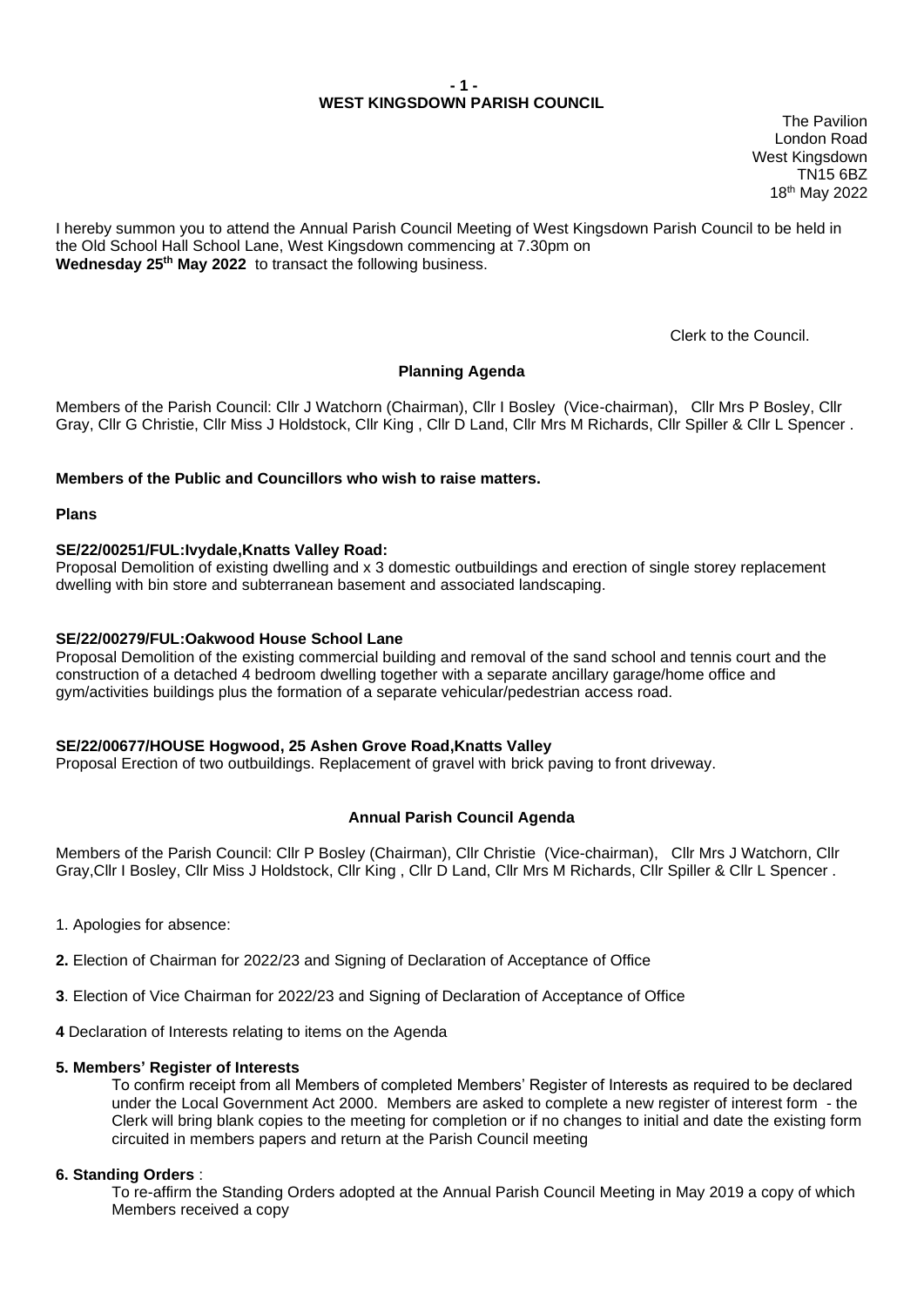# WEST KINGSDOWN PARISH COUNCIL

The Pavilion
London Road
West Kingsdown
TN15 6BZ
18th May 2022

I hereby summon you to attend the Annual Parish Council Meeting of West Kingsdown Parish Council to be held in the Old School Hall School Lane, West Kingsdown commencing at 7.30pm on **Wednesday 25th May 2022** to transact the following business.

Clerk to the Council.

## Planning Agenda

Members of the Parish Council: Cllr J Watchorn (Chairman), Cllr I Bosley (Vice-chairman), Cllr Mrs P Bosley, Cllr Gray, Cllr G Christie, Cllr Miss J Holdstock, Cllr King , Cllr D Land, Cllr Mrs M Richards, Cllr Spiller & Cllr L Spencer .

**Members of the Public and Councillors who wish to raise matters.**

**Plans**

**SE/22/00251/FUL:Ivydale,Knatts Valley Road:**
Proposal Demolition of existing dwelling and x 3 domestic outbuildings and erection of single storey replacement dwelling with bin store and subterranean basement and associated landscaping.

**SE/22/00279/FUL:Oakwood House School Lane**
Proposal Demolition of the existing commercial building and removal of the sand school and tennis court and the construction of a detached 4 bedroom dwelling together with a separate ancillary garage/home office and gym/activities buildings plus the formation of a separate vehicular/pedestrian access road.

**SE/22/00677/HOUSE Hogwood, 25 Ashen Grove Road,Knatts Valley**
Proposal Erection of two outbuildings. Replacement of gravel with brick paving to front driveway.

## Annual Parish Council Agenda

Members of the Parish Council: Cllr P Bosley (Chairman), Cllr Christie (Vice-chairman), Cllr Mrs J Watchorn, Cllr Gray,Cllr I Bosley, Cllr Miss J Holdstock, Cllr King , Cllr D Land, Cllr Mrs M Richards, Cllr Spiller & Cllr L Spencer .

1. Apologies for absence:

**2.** Election of Chairman for 2022/23 and Signing of Declaration of Acceptance of Office

**3**. Election of Vice Chairman for 2022/23 and Signing of Declaration of Acceptance of Office

**4** Declaration of Interests relating to items on the Agenda

**5. Members' Register of Interests**

To confirm receipt from all Members of completed Members' Register of Interests as required to be declared under the Local Government Act 2000. Members are asked to complete a new register of interest form - the Clerk will bring blank copies to the meeting for completion or if no changes to initial and date the existing form circuited in members papers and return at the Parish Council meeting

**6. Standing Orders** :

To re-affirm the Standing Orders adopted at the Annual Parish Council Meeting in May 2019 a copy of which Members received a copy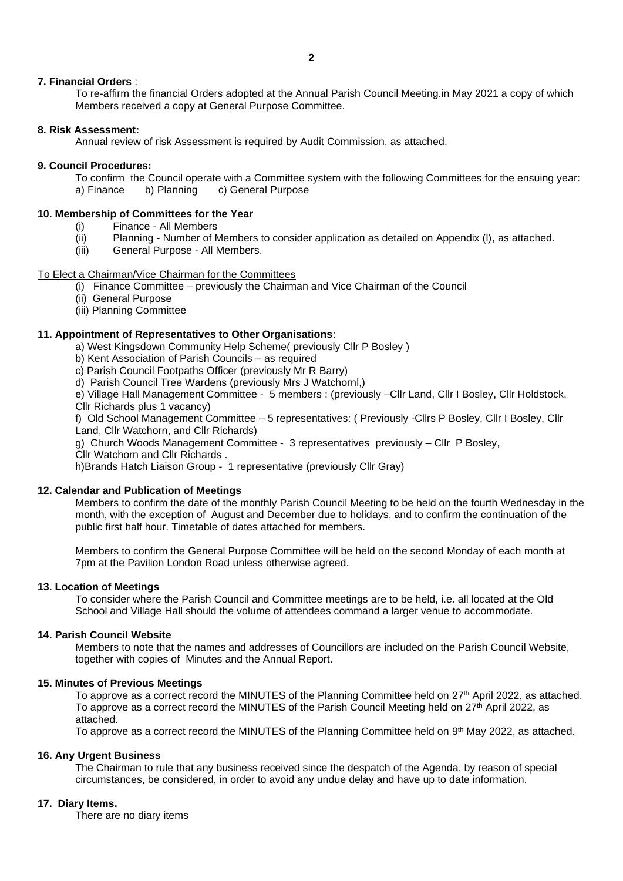**7. Financial Orders** :

To re-affirm the financial Orders adopted at the Annual Parish Council Meeting.in May 2021 a copy of which Members received a copy at General Purpose Committee.

**8. Risk Assessment:**

Annual review of risk Assessment is required by Audit Commission, as attached.

**9. Council Procedures:**

To confirm the Council operate with a Committee system with the following Committees for the ensuing year:
a) Finance b) Planning c) General Purpose

**10. Membership of Committees for the Year**

(i) Finance - All Members
(ii) Planning - Number of Members to consider application as detailed on Appendix (l), as attached.
(iii) General Purpose - All Members.

To Elect a Chairman/Vice Chairman for the Committees

(i) Finance Committee – previously the Chairman and Vice Chairman of the Council
(ii) General Purpose
(iii) Planning Committee

**11. Appointment of Representatives to Other Organisations**:

a) West Kingsdown Community Help Scheme( previously Cllr P Bosley )
b) Kent Association of Parish Councils – as required
c) Parish Council Footpaths Officer (previously Mr R Barry)
d) Parish Council Tree Wardens (previously Mrs J Watchornl,)
e) Village Hall Management Committee - 5 members : (previously –Cllr Land, Cllr I Bosley, Cllr Holdstock, Cllr Richards plus 1 vacancy)
f) Old School Management Committee – 5 representatives: ( Previously -Cllrs P Bosley, Cllr I Bosley, Cllr Land, Cllr Watchorn, and Cllr Richards)
g) Church Woods Management Committee - 3 representatives previously – Cllr P Bosley, Cllr Watchorn and Cllr Richards .
h)Brands Hatch Liaison Group - 1 representative (previously Cllr Gray)

**12. Calendar and Publication of Meetings**

Members to confirm the date of the monthly Parish Council Meeting to be held on the fourth Wednesday in the month, with the exception of August and December due to holidays, and to confirm the continuation of the public first half hour. Timetable of dates attached for members.

Members to confirm the General Purpose Committee will be held on the second Monday of each month at 7pm at the Pavilion London Road unless otherwise agreed.

**13. Location of Meetings**

To consider where the Parish Council and Committee meetings are to be held, i.e. all located at the Old School and Village Hall should the volume of attendees command a larger venue to accommodate.

**14. Parish Council Website**

Members to note that the names and addresses of Councillors are included on the Parish Council Website, together with copies of Minutes and the Annual Report.

**15. Minutes of Previous Meetings**

To approve as a correct record the MINUTES of the Planning Committee held on 27th April 2022, as attached.
To approve as a correct record the MINUTES of the Parish Council Meeting held on 27th April 2022, as attached.
To approve as a correct record the MINUTES of the Planning Committee held on 9th May 2022, as attached.

**16. Any Urgent Business**

The Chairman to rule that any business received since the despatch of the Agenda, by reason of special circumstances, be considered, in order to avoid any undue delay and have up to date information.

**17. Diary Items.**

There are no diary items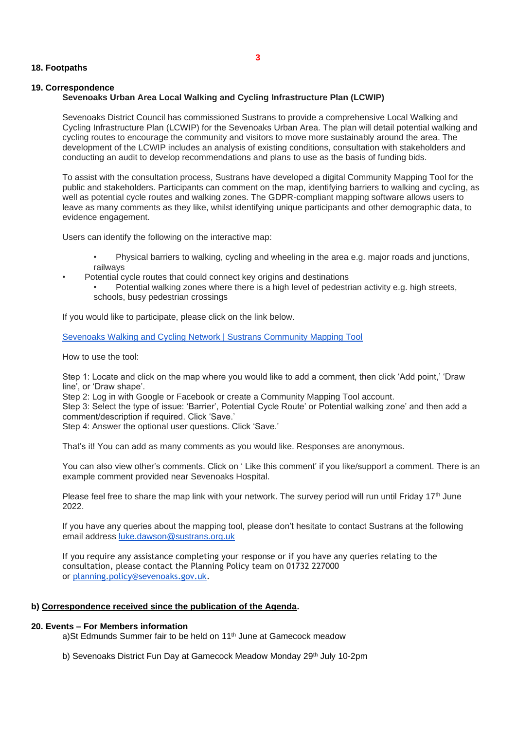**18. Footpaths**

**19. Correspondence**

**Sevenoaks Urban Area Local Walking and Cycling Infrastructure Plan (LCWIP)**

Sevenoaks District Council has commissioned Sustrans to provide a comprehensive Local Walking and Cycling Infrastructure Plan (LCWIP) for the Sevenoaks Urban Area. The plan will detail potential walking and cycling routes to encourage the community and visitors to move more sustainably around the area. The development of the LCWIP includes an analysis of existing conditions, consultation with stakeholders and conducting an audit to develop recommendations and plans to use as the basis of funding bids.

To assist with the consultation process, Sustrans have developed a digital Community Mapping Tool for the public and stakeholders. Participants can comment on the map, identifying barriers to walking and cycling, as well as potential cycle routes and walking zones. The GDPR-compliant mapping software allows users to leave as many comments as they like, whilst identifying unique participants and other demographic data, to evidence engagement.

Users can identify the following on the interactive map:

- Physical barriers to walking, cycling and wheeling in the area e.g. major roads and junctions, railways
- Potential cycle routes that could connect key origins and destinations
- Potential walking zones where there is a high level of pedestrian activity e.g. high streets, schools, busy pedestrian crossings

If you would like to participate, please click on the link below.

[Sevenoaks Walking and Cycling Network | Sustrans Community Mapping Tool]()

How to use the tool:

Step 1: Locate and click on the map where you would like to add a comment, then click 'Add point,' 'Draw line', or 'Draw shape'.
Step 2: Log in with Google or Facebook or create a Community Mapping Tool account.
Step 3: Select the type of issue: 'Barrier', Potential Cycle Route' or Potential walking zone' and then add a comment/description if required. Click 'Save.'
Step 4: Answer the optional user questions. Click 'Save.'

That's it! You can add as many comments as you would like. Responses are anonymous.

You can also view other's comments. Click on ' Like this comment' if you like/support a comment. There is an example comment provided near Sevenoaks Hospital.

Please feel free to share the map link with your network. The survey period will run until Friday 17th June 2022.

If you have any queries about the mapping tool, please don't hesitate to contact Sustrans at the following email address luke.dawson@sustrans.org.uk

If you require any assistance completing your response or if you have any queries relating to the consultation, please contact the Planning Policy team on 01732 227000 or planning.policy@sevenoaks.gov.uk.

**b) Correspondence received since the publication of the Agenda.**

**20. Events – For Members information**

a)St Edmunds Summer fair to be held on 11th June at Gamecock meadow

b) Sevenoaks District Fun Day at Gamecock Meadow Monday 29th July 10-2pm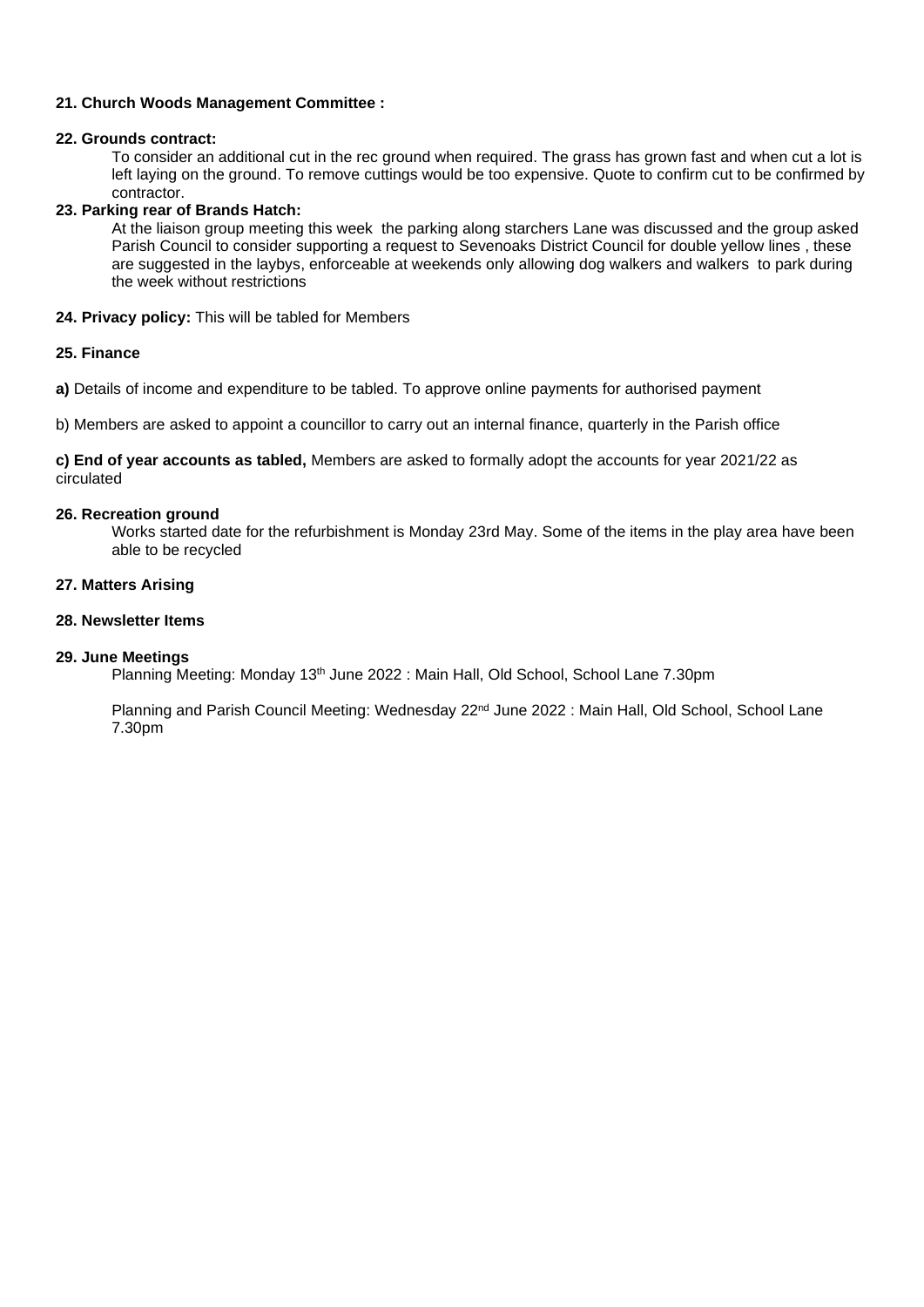**21. Church Woods Management Committee :**

**22. Grounds contract:**

To consider an additional cut in the rec ground when required. The grass has grown fast and when cut a lot is left laying on the ground. To remove cuttings would be too expensive. Quote to confirm cut to be confirmed by contractor.

**23. Parking rear of Brands Hatch:**

At the liaison group meeting this week  the parking along starchers Lane was discussed and the group asked Parish Council to consider supporting a request to Sevenoaks District Council for double yellow lines , these are suggested in the laybys, enforceable at weekends only allowing dog walkers and walkers  to park during the week without restrictions

**24. Privacy policy:** This will be tabled for Members

**25. Finance**

**a)** Details of income and expenditure to be tabled. To approve online payments for authorised payment

b) Members are asked to appoint a councillor to carry out an internal finance, quarterly in the Parish office

**c) End of year accounts as tabled,** Members are asked to formally adopt the accounts for year 2021/22 as circulated

**26. Recreation ground**

Works started date for the refurbishment is Monday 23rd May. Some of the items in the play area have been able to be recycled

**27. Matters Arising**

**28. Newsletter Items**

**29. June Meetings**

Planning Meeting: Monday 13th June 2022 : Main Hall, Old School, School Lane 7.30pm

Planning and Parish Council Meeting: Wednesday 22nd June 2022 : Main Hall, Old School, School Lane 7.30pm